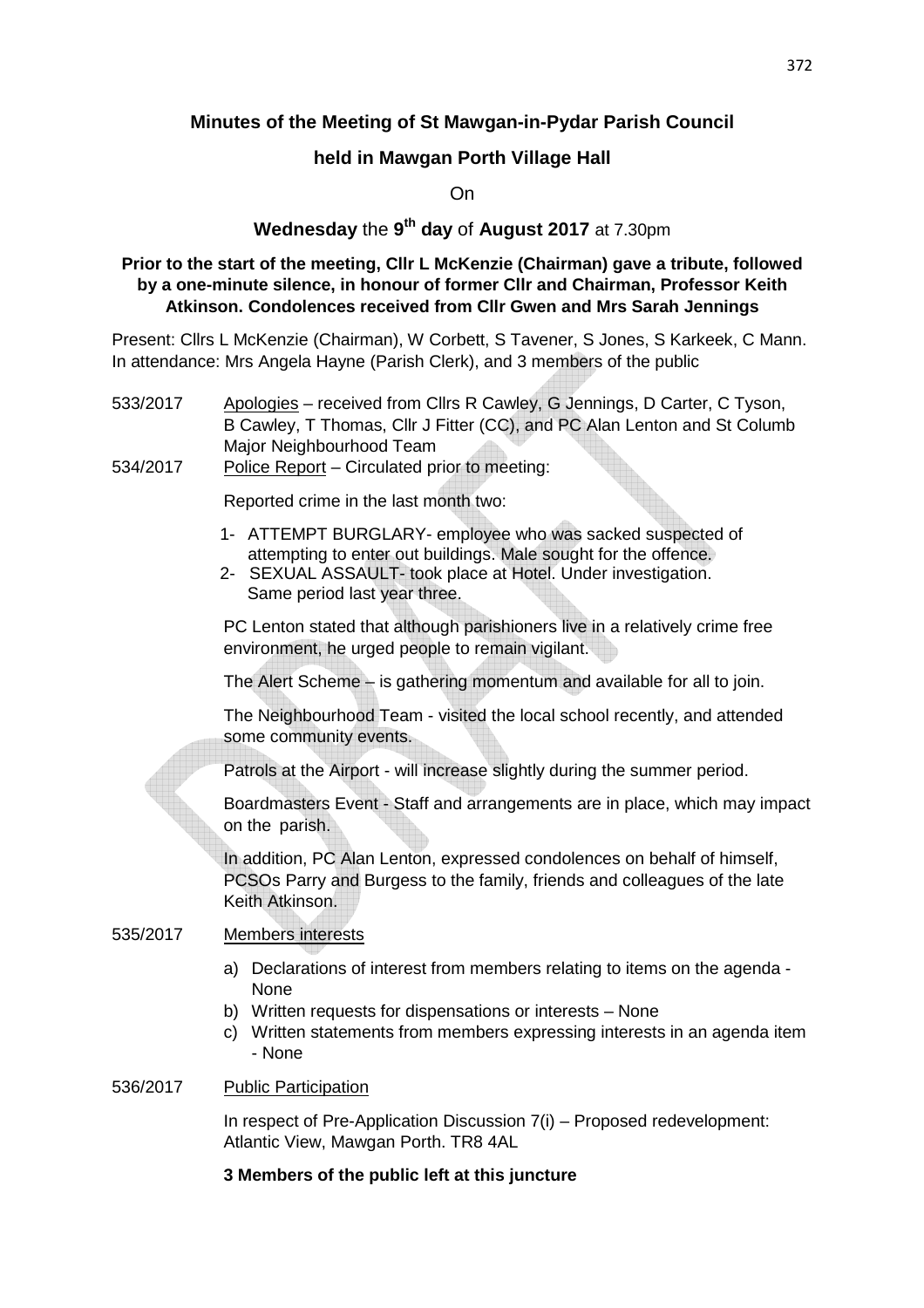# Minutes of the Meeting of St Mawgan-in-Pydar Parish Council

## held in Mawgan Porth Village Hall

On

**Wednesday** the **9th day** of **August 2017** at 7.30pm

**Prior to the start of the meeting, Cllr L McKenzie (Chairman) gave a tribute, followed by a one-minute silence, in honour of former Cllr and Chairman, Professor Keith Atkinson. Condolences received from Cllr Gwen and Mrs Sarah Jennings**

Present: Cllrs L McKenzie (Chairman), W Corbett, S Tavener, S Jones, S Karkeek, C Mann. In attendance: Mrs Angela Hayne (Parish Clerk), and 3 members of the public

533/2017 Apologies – received from Cllrs R Cawley, G Jennings, D Carter, C Tyson, B Cawley, T Thomas, Cllr J Fitter (CC), and PC Alan Lenton and St Columb Major Neighbourhood Team

534/2017 Police Report – Circulated prior to meeting:

Reported crime in the last month two:

1- ATTEMPT BURGLARY- employee who was sacked suspected of attempting to enter out buildings. Male sought for the offence.
2- SEXUAL ASSAULT- took place at Hotel. Under investigation. Same period last year three.

PC Lenton stated that although parishioners live in a relatively crime free environment, he urged people to remain vigilant.

The Alert Scheme – is gathering momentum and available for all to join.

The Neighbourhood Team - visited the local school recently, and attended some community events.

Patrols at the Airport - will increase slightly during the summer period.

Boardmasters Event - Staff and arrangements are in place, which may impact on the parish.

In addition, PC Alan Lenton, expressed condolences on behalf of himself, PCSOs Parry and Burgess to the family, friends and colleagues of the late Keith Atkinson.

535/2017 Members interests

a) Declarations of interest from members relating to items on the agenda - None
b) Written requests for dispensations or interests – None
c) Written statements from members expressing interests in an agenda item - None

536/2017 Public Participation

In respect of Pre-Application Discussion 7(i) – Proposed redevelopment: Atlantic View, Mawgan Porth. TR8 4AL

**3 Members of the public left at this juncture**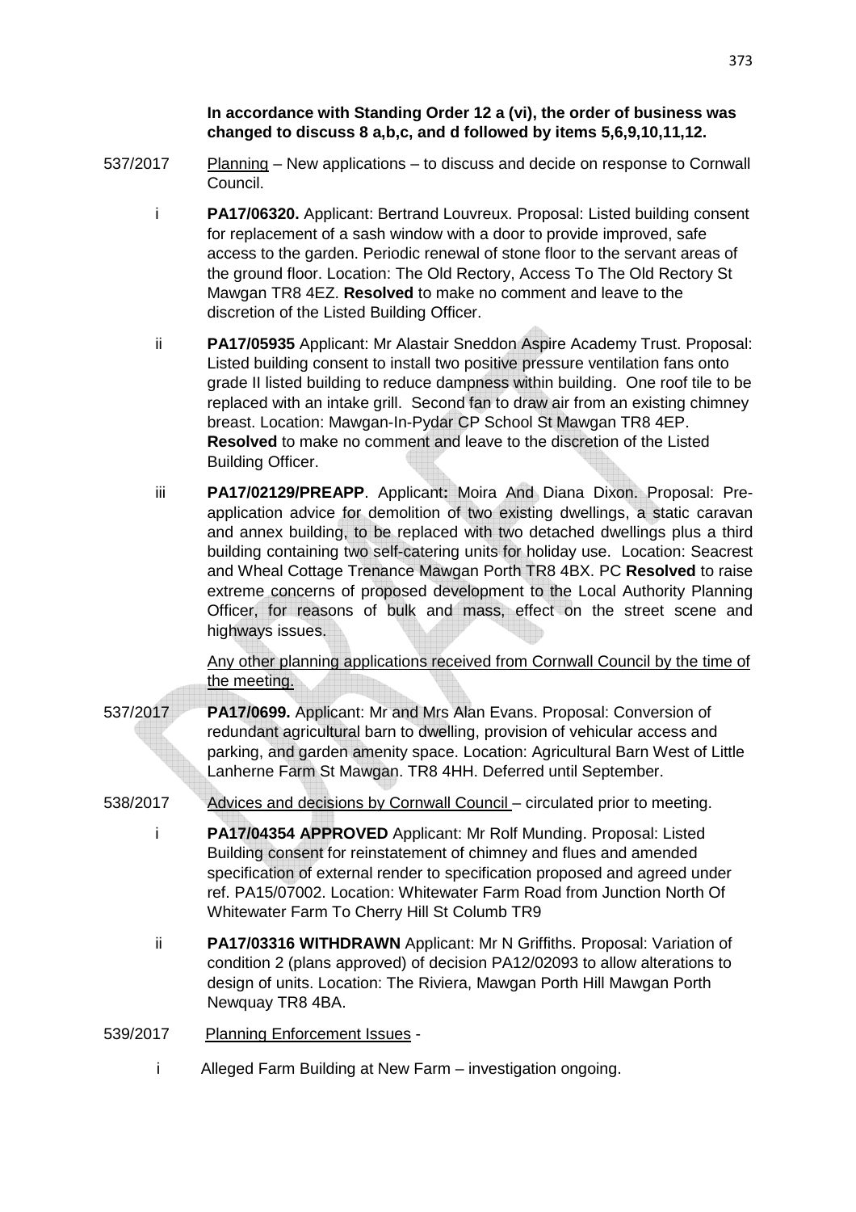**In accordance with Standing Order 12 a (vi), the order of business was changed to discuss 8 a,b,c, and d followed by items 5,6,9,10,11,12.**

537/2017 Planning – New applications – to discuss and decide on response to Cornwall Council.

i **PA17/06320.** Applicant: Bertrand Louvreux. Proposal: Listed building consent for replacement of a sash window with a door to provide improved, safe access to the garden. Periodic renewal of stone floor to the servant areas of the ground floor. Location: The Old Rectory, Access To The Old Rectory St Mawgan TR8 4EZ. **Resolved** to make no comment and leave to the discretion of the Listed Building Officer.

ii **PA17/05935** Applicant: Mr Alastair Sneddon Aspire Academy Trust. Proposal: Listed building consent to install two positive pressure ventilation fans onto grade II listed building to reduce dampness within building. One roof tile to be replaced with an intake grill. Second fan to draw air from an existing chimney breast. Location: Mawgan-In-Pydar CP School St Mawgan TR8 4EP. **Resolved** to make no comment and leave to the discretion of the Listed Building Officer.

iii **PA17/02129/PREAPP**. Applicant**:** Moira And Diana Dixon. Proposal: Pre-application advice for demolition of two existing dwellings, a static caravan and annex building, to be replaced with two detached dwellings plus a third building containing two self-catering units for holiday use. Location: Seacrest and Wheal Cottage Trenance Mawgan Porth TR8 4BX. PC **Resolved** to raise extreme concerns of proposed development to the Local Authority Planning Officer, for reasons of bulk and mass, effect on the street scene and highways issues.

Any other planning applications received from Cornwall Council by the time of the meeting.

537/2017 **PA17/0699.** Applicant: Mr and Mrs Alan Evans. Proposal: Conversion of redundant agricultural barn to dwelling, provision of vehicular access and parking, and garden amenity space. Location: Agricultural Barn West of Little Lanherne Farm St Mawgan. TR8 4HH. Deferred until September.

538/2017 Advices and decisions by Cornwall Council – circulated prior to meeting.

i **PA17/04354 APPROVED** Applicant: Mr Rolf Munding. Proposal: Listed Building consent for reinstatement of chimney and flues and amended specification of external render to specification proposed and agreed under ref. PA15/07002. Location: Whitewater Farm Road from Junction North Of Whitewater Farm To Cherry Hill St Columb TR9

ii **PA17/03316 WITHDRAWN** Applicant: Mr N Griffiths. Proposal: Variation of condition 2 (plans approved) of decision PA12/02093 to allow alterations to design of units. Location: The Riviera, Mawgan Porth Hill Mawgan Porth Newquay TR8 4BA.

539/2017 Planning Enforcement Issues -

i Alleged Farm Building at New Farm – investigation ongoing.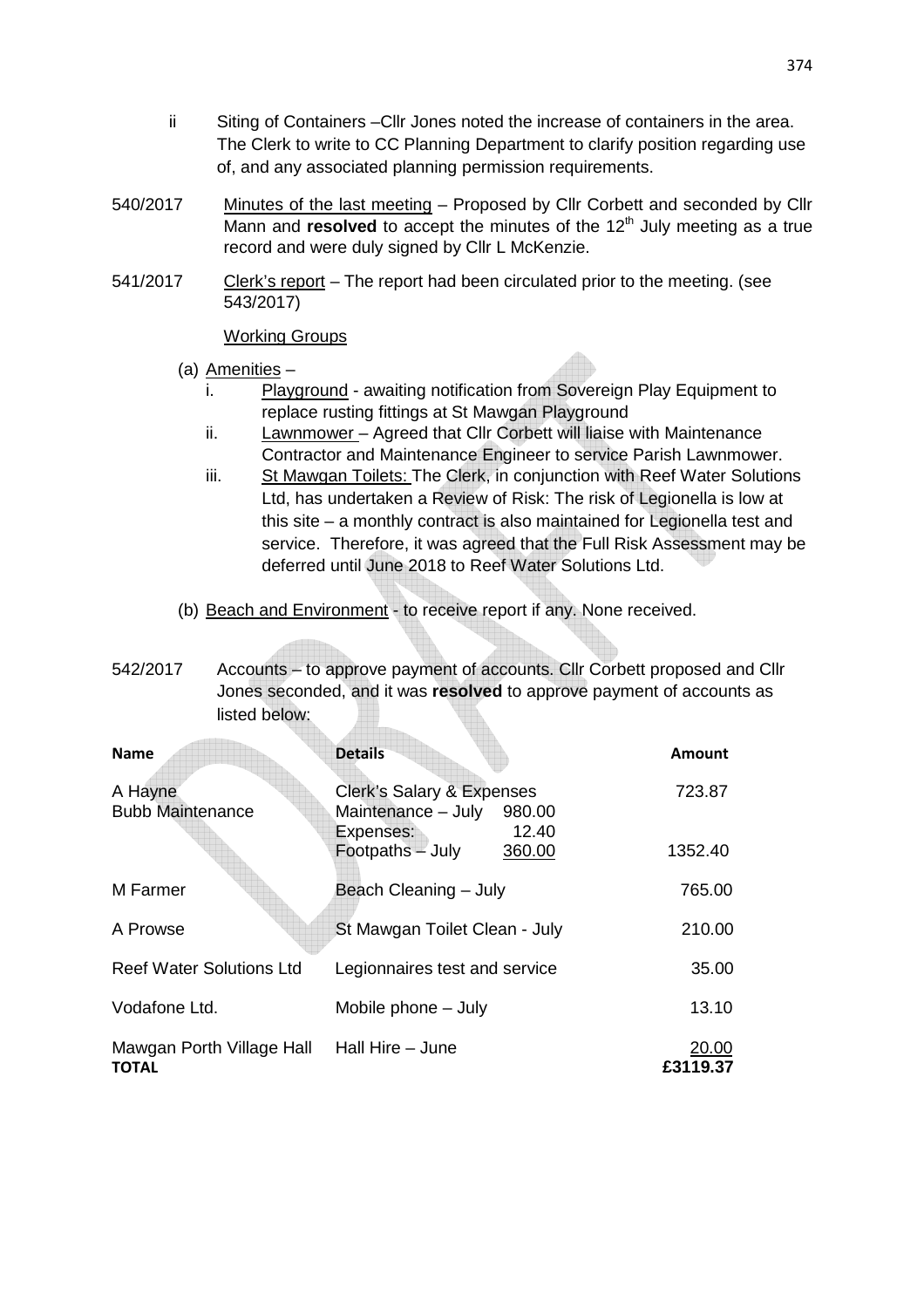ii Siting of Containers –Cllr Jones noted the increase of containers in the area. The Clerk to write to CC Planning Department to clarify position regarding use of, and any associated planning permission requirements.

540/2017 Minutes of the last meeting – Proposed by Cllr Corbett and seconded by Cllr Mann and **resolved** to accept the minutes of the 12th July meeting as a true record and were duly signed by Cllr L McKenzie.

541/2017 Clerk's report – The report had been circulated prior to the meeting. (see 543/2017)

Working Groups

(a) Amenities –

i. Playground - awaiting notification from Sovereign Play Equipment to replace rusting fittings at St Mawgan Playground
ii. Lawnmower – Agreed that Cllr Corbett will liaise with Maintenance Contractor and Maintenance Engineer to service Parish Lawnmower.
iii. St Mawgan Toilets: The Clerk, in conjunction with Reef Water Solutions Ltd, has undertaken a Review of Risk: The risk of Legionella is low at this site – a monthly contract is also maintained for Legionella test and service. Therefore, it was agreed that the Full Risk Assessment may be deferred until June 2018 to Reef Water Solutions Ltd.

(b) Beach and Environment - to receive report if any. None received.

542/2017 Accounts – to approve payment of accounts. Cllr Corbett proposed and Cllr Jones seconded, and it was **resolved** to approve payment of accounts as listed below:

| Name | Details | | Amount |
|---|---|---|---|
| A Hayne | Clerk's Salary & Expenses | | 723.87 |
| Bubb Maintenance | Maintenance – July | 980.00 | |
| | Expenses: | 12.40 | |
| | Footpaths – July | 360.00 | 1352.40 |
| M Farmer | Beach Cleaning – July | | 765.00 |
| A Prowse | St Mawgan Toilet Clean - July | | 210.00 |
| Reef Water Solutions Ltd | Legionnaires test and service | | 35.00 |
| Vodafone Ltd. | Mobile phone – July | | 13.10 |
| Mawgan Porth Village Hall | Hall Hire – June | | 20.00 |
| **TOTAL** | | | **£3119.37** |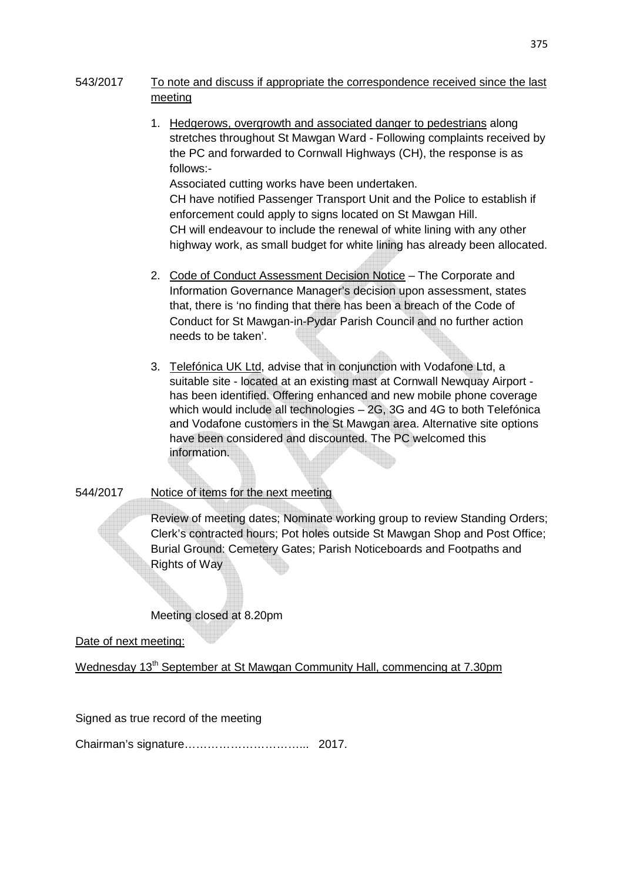543/2017 To note and discuss if appropriate the correspondence received since the last meeting

1. Hedgerows, overgrowth and associated danger to pedestrians along stretches throughout St Mawgan Ward - Following complaints received by the PC and forwarded to Cornwall Highways (CH), the response is as follows:-

   Associated cutting works have been undertaken.

   CH have notified Passenger Transport Unit and the Police to establish if enforcement could apply to signs located on St Mawgan Hill.

   CH will endeavour to include the renewal of white lining with any other highway work, as small budget for white lining has already been allocated.

2. Code of Conduct Assessment Decision Notice – The Corporate and Information Governance Manager's decision upon assessment, states that, there is 'no finding that there has been a breach of the Code of Conduct for St Mawgan-in-Pydar Parish Council and no further action needs to be taken'.

3. Telefónica UK Ltd, advise that in conjunction with Vodafone Ltd, a suitable site - located at an existing mast at Cornwall Newquay Airport - has been identified. Offering enhanced and new mobile phone coverage which would include all technologies – 2G, 3G and 4G to both Telefónica and Vodafone customers in the St Mawgan area. Alternative site options have been considered and discounted. The PC welcomed this information.

544/2017 Notice of items for the next meeting

Review of meeting dates; Nominate working group to review Standing Orders; Clerk's contracted hours; Pot holes outside St Mawgan Shop and Post Office; Burial Ground: Cemetery Gates; Parish Noticeboards and Footpaths and Rights of Way

Meeting closed at 8.20pm

Date of next meeting:

Wednesday 13th September at St Mawgan Community Hall, commencing at 7.30pm

Signed as true record of the meeting

Chairman's signature…………………………... 2017.